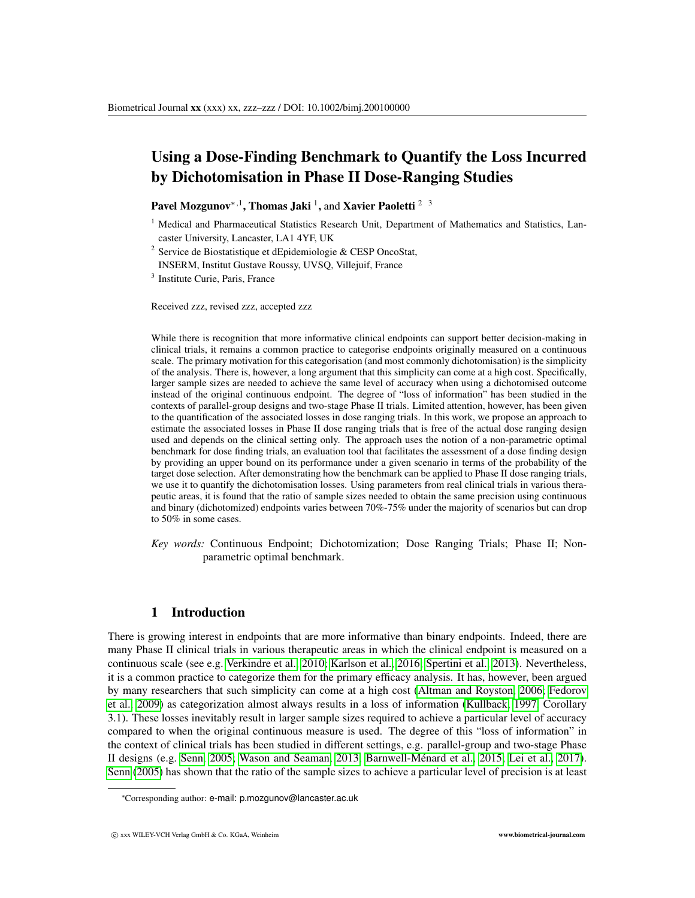# Using a Dose-Finding Benchmark to Quantify the Loss Incurred by Dichotomisation in Phase II Dose-Ranging Studies

**Pavel Mozgunov**[*,1], **Thomas Jaki**[1], and **Xavier Paoletti**[2 3]

[1] Medical and Pharmaceutical Statistics Research Unit, Department of Mathematics and Statistics, Lancaster University, Lancaster, LA1 4YF, UK

[2] Service de Biostatistique et dEpidemiologie & CESP OncoStat, INSERM, Institut Gustave Roussy, UVSQ, Villejuif, France

[3] Institute Curie, Paris, France

Received zzz, revised zzz, accepted zzz

While there is recognition that more informative clinical endpoints can support better decision-making in clinical trials, it remains a common practice to categorise endpoints originally measured on a continuous scale. The primary motivation for this categorisation (and most commonly dichotomisation) is the simplicity of the analysis. There is, however, a long argument that this simplicity can come at a high cost. Specifically, larger sample sizes are needed to achieve the same level of accuracy when using a dichotomised outcome instead of the original continuous endpoint. The degree of "loss of information" has been studied in the contexts of parallel-group designs and two-stage Phase II trials. Limited attention, however, has been given to the quantification of the associated losses in dose ranging trials. In this work, we propose an approach to estimate the associated losses in Phase II dose ranging trials that is free of the actual dose ranging design used and depends on the clinical setting only. The approach uses the notion of a non-parametric optimal benchmark for dose finding trials, an evaluation tool that facilitates the assessment of a dose finding design by providing an upper bound on its performance under a given scenario in terms of the probability of the target dose selection. After demonstrating how the benchmark can be applied to Phase II dose ranging trials, we use it to quantify the dichotomisation losses. Using parameters from real clinical trials in various therapeutic areas, it is found that the ratio of sample sizes needed to obtain the same precision using continuous and binary (dichotomized) endpoints varies between 70%-75% under the majority of scenarios but can drop to 50% in some cases.

*Key words:* Continuous Endpoint; Dichotomization; Dose Ranging Trials; Phase II; Non-parametric optimal benchmark.

## 1 Introduction

There is growing interest in endpoints that are more informative than binary endpoints. Indeed, there are many Phase II clinical trials in various therapeutic areas in which the clinical endpoint is measured on a continuous scale (see e.g. Verkindre et al., 2010; Karlson et al., 2016; Spertini et al., 2013). Nevertheless, it is a common practice to categorize them for the primary efficacy analysis. It has, however, been argued by many researchers that such simplicity can come at a high cost (Altman and Royston, 2006; Fedorov et al., 2009) as categorization almost always results in a loss of information (Kullback, 1997, Corollary 3.1). These losses inevitably result in larger sample sizes required to achieve a particular level of accuracy compared to when the original continuous measure is used. The degree of this "loss of information" in the context of clinical trials has been studied in different settings, e.g. parallel-group and two-stage Phase II designs (e.g. Senn, 2005; Wason and Seaman, 2013; Barnwell-Ménard et al., 2015; Lei et al., 2017). Senn (2005) has shown that the ratio of the sample sizes to achieve a particular level of precision is at least

*Corresponding author: e-mail: p.mozgunov@lancaster.ac.uk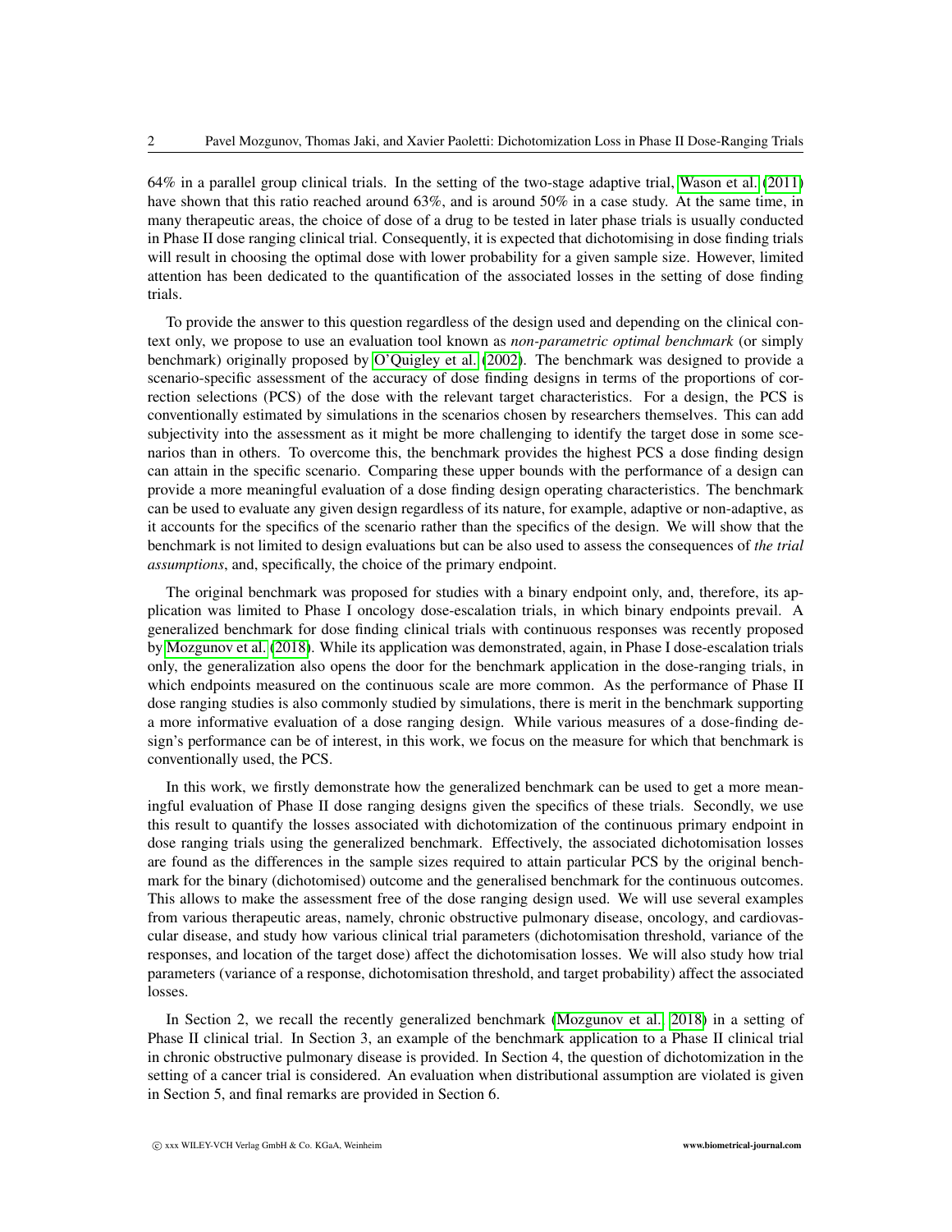64% in a parallel group clinical trials. In the setting of the two-stage adaptive trial, Wason et al. (2011) have shown that this ratio reached around 63%, and is around 50% in a case study. At the same time, in many therapeutic areas, the choice of dose of a drug to be tested in later phase trials is usually conducted in Phase II dose ranging clinical trial. Consequently, it is expected that dichotomising in dose finding trials will result in choosing the optimal dose with lower probability for a given sample size. However, limited attention has been dedicated to the quantification of the associated losses in the setting of dose finding trials.

To provide the answer to this question regardless of the design used and depending on the clinical context only, we propose to use an evaluation tool known as *non-parametric optimal benchmark* (or simply benchmark) originally proposed by O'Quigley et al. (2002). The benchmark was designed to provide a scenario-specific assessment of the accuracy of dose finding designs in terms of the proportions of correction selections (PCS) of the dose with the relevant target characteristics. For a design, the PCS is conventionally estimated by simulations in the scenarios chosen by researchers themselves. This can add subjectivity into the assessment as it might be more challenging to identify the target dose in some scenarios than in others. To overcome this, the benchmark provides the highest PCS a dose finding design can attain in the specific scenario. Comparing these upper bounds with the performance of a design can provide a more meaningful evaluation of a dose finding design operating characteristics. The benchmark can be used to evaluate any given design regardless of its nature, for example, adaptive or non-adaptive, as it accounts for the specifics of the scenario rather than the specifics of the design. We will show that the benchmark is not limited to design evaluations but can be also used to assess the consequences of *the trial assumptions*, and, specifically, the choice of the primary endpoint.

The original benchmark was proposed for studies with a binary endpoint only, and, therefore, its application was limited to Phase I oncology dose-escalation trials, in which binary endpoints prevail. A generalized benchmark for dose finding clinical trials with continuous responses was recently proposed by Mozgunov et al. (2018). While its application was demonstrated, again, in Phase I dose-escalation trials only, the generalization also opens the door for the benchmark application in the dose-ranging trials, in which endpoints measured on the continuous scale are more common. As the performance of Phase II dose ranging studies is also commonly studied by simulations, there is merit in the benchmark supporting a more informative evaluation of a dose ranging design. While various measures of a dose-finding design's performance can be of interest, in this work, we focus on the measure for which that benchmark is conventionally used, the PCS.

In this work, we firstly demonstrate how the generalized benchmark can be used to get a more meaningful evaluation of Phase II dose ranging designs given the specifics of these trials. Secondly, we use this result to quantify the losses associated with dichotomization of the continuous primary endpoint in dose ranging trials using the generalized benchmark. Effectively, the associated dichotomisation losses are found as the differences in the sample sizes required to attain particular PCS by the original benchmark for the binary (dichotomised) outcome and the generalised benchmark for the continuous outcomes. This allows to make the assessment free of the dose ranging design used. We will use several examples from various therapeutic areas, namely, chronic obstructive pulmonary disease, oncology, and cardiovascular disease, and study how various clinical trial parameters (dichotomisation threshold, variance of the responses, and location of the target dose) affect the dichotomisation losses. We will also study how trial parameters (variance of a response, dichotomisation threshold, and target probability) affect the associated losses.

In Section 2, we recall the recently generalized benchmark (Mozgunov et al., 2018) in a setting of Phase II clinical trial. In Section 3, an example of the benchmark application to a Phase II clinical trial in chronic obstructive pulmonary disease is provided. In Section 4, the question of dichotomization in the setting of a cancer trial is considered. An evaluation when distributional assumption are violated is given in Section 5, and final remarks are provided in Section 6.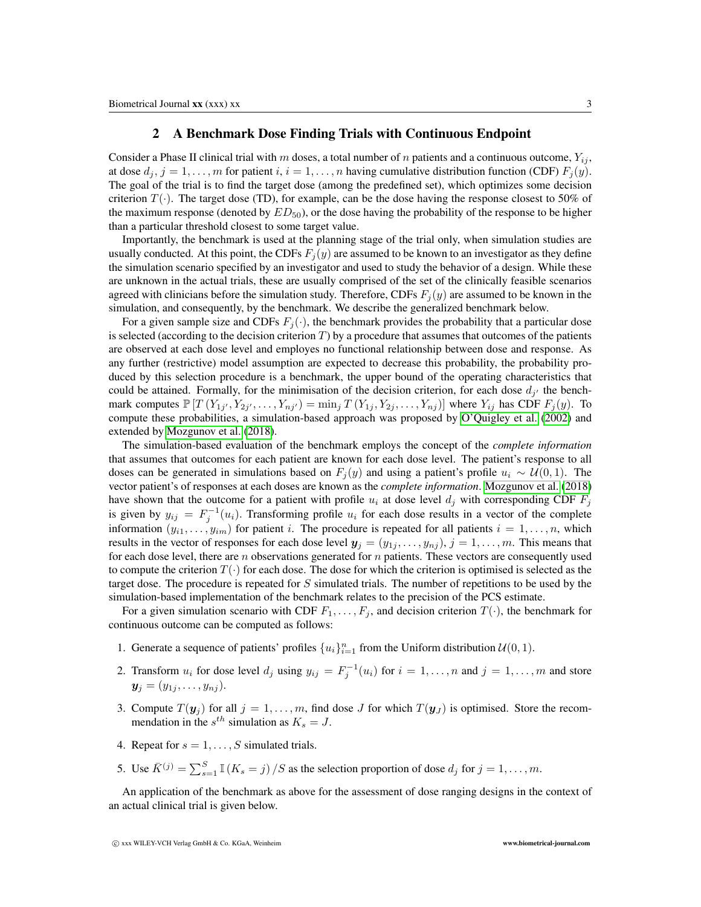## 2 A Benchmark Dose Finding Trials with Continuous Endpoint

Consider a Phase II clinical trial with $m$ doses, a total number of $n$ patients and a continuous outcome, $Y_{ij}$, at dose $d_j$, $j = 1, \ldots, m$ for patient $i$, $i = 1, \ldots, n$ having cumulative distribution function (CDF) $F_j(y)$. The goal of the trial is to find the target dose (among the predefined set), which optimizes some decision criterion $T(\cdot)$. The target dose (TD), for example, can be the dose having the response closest to 50% of the maximum response (denoted by $ED_{50}$), or the dose having the probability of the response to be higher than a particular threshold closest to some target value.

Importantly, the benchmark is used at the planning stage of the trial only, when simulation studies are usually conducted. At this point, the CDFs $F_j(y)$ are assumed to be known to an investigator as they define the simulation scenario specified by an investigator and used to study the behavior of a design. While these are unknown in the actual trials, these are usually comprised of the set of the clinically feasible scenarios agreed with clinicians before the simulation study. Therefore, CDFs $F_j(y)$ are assumed to be known in the simulation, and consequently, by the benchmark. We describe the generalized benchmark below.

For a given sample size and CDFs $F_j(\cdot)$, the benchmark provides the probability that a particular dose is selected (according to the decision criterion $T$) by a procedure that assumes that outcomes of the patients are observed at each dose level and employs no functional relationship between dose and response. As any further (restrictive) model assumption are expected to decrease this probability, the probability produced by this selection procedure is a benchmark, the upper bound of the operating characteristics that could be attained. Formally, for the minimisation of the decision criterion, for each dose $d_{j'}$ the benchmark computes $\mathbb{P}\left[T\left(Y_{1j'}, Y_{2j'}, \ldots, Y_{nj'}\right) = \min_j T\left(Y_{1j}, Y_{2j}, \ldots, Y_{nj}\right)\right]$ where $Y_{ij}$ has CDF $F_j(y)$. To compute these probabilities, a simulation-based approach was proposed by O'Quigley et al. (2002) and extended by Mozgunov et al. (2018).

The simulation-based evaluation of the benchmark employs the concept of the *complete information* that assumes that outcomes for each patient are known for each dose level. The patient's response to all doses can be generated in simulations based on $F_j(y)$ and using a patient's profile $u_i \sim \mathcal{U}(0,1)$. The vector patient's of responses at each doses are known as the *complete information*. Mozgunov et al. (2018) have shown that the outcome for a patient with profile $u_i$ at dose level $d_j$ with corresponding CDF $F_j$ is given by $y_{ij} = F_j^{-1}(u_i)$. Transforming profile $u_i$ for each dose results in a vector of the complete information $(y_{i1}, \ldots, y_{im})$ for patient $i$. The procedure is repeated for all patients $i = 1, \ldots, n$, which results in the vector of responses for each dose level $\boldsymbol{y}_j = (y_{1j}, \ldots, y_{nj})$, $j = 1, \ldots, m$. This means that for each dose level, there are $n$ observations generated for $n$ patients. These vectors are consequently used to compute the criterion $T(\cdot)$ for each dose. The dose for which the criterion is optimised is selected as the target dose. The procedure is repeated for $S$ simulated trials. The number of repetitions to be used by the simulation-based implementation of the benchmark relates to the precision of the PCS estimate.

For a given simulation scenario with CDF $F_1, \ldots, F_j$, and decision criterion $T(\cdot)$, the benchmark for continuous outcome can be computed as follows:

1. Generate a sequence of patients' profiles $\{u_i\}_{i=1}^n$ from the Uniform distribution $\mathcal{U}(0,1)$.
2. Transform $u_i$ for dose level $d_j$ using $y_{ij} = F_j^{-1}(u_i)$ for $i = 1, \ldots, n$ and $j = 1, \ldots, m$ and store $\boldsymbol{y}_j = (y_{1j}, \ldots, y_{nj})$.
3. Compute $T(\boldsymbol{y}_j)$ for all $j = 1, \ldots, m$, find dose $J$ for which $T(\boldsymbol{y}_J)$ is optimised. Store the recommendation in the $s^{th}$ simulation as $K_s = J$.
4. Repeat for $s = 1, \ldots, S$ simulated trials.
5. Use $\bar{K}^{(j)} = \sum_{s=1}^{S} \mathbb{I}\left(K_s = j\right)/S$ as the selection proportion of dose $d_j$ for $j = 1, \ldots, m$.

An application of the benchmark as above for the assessment of dose ranging designs in the context of an actual clinical trial is given below.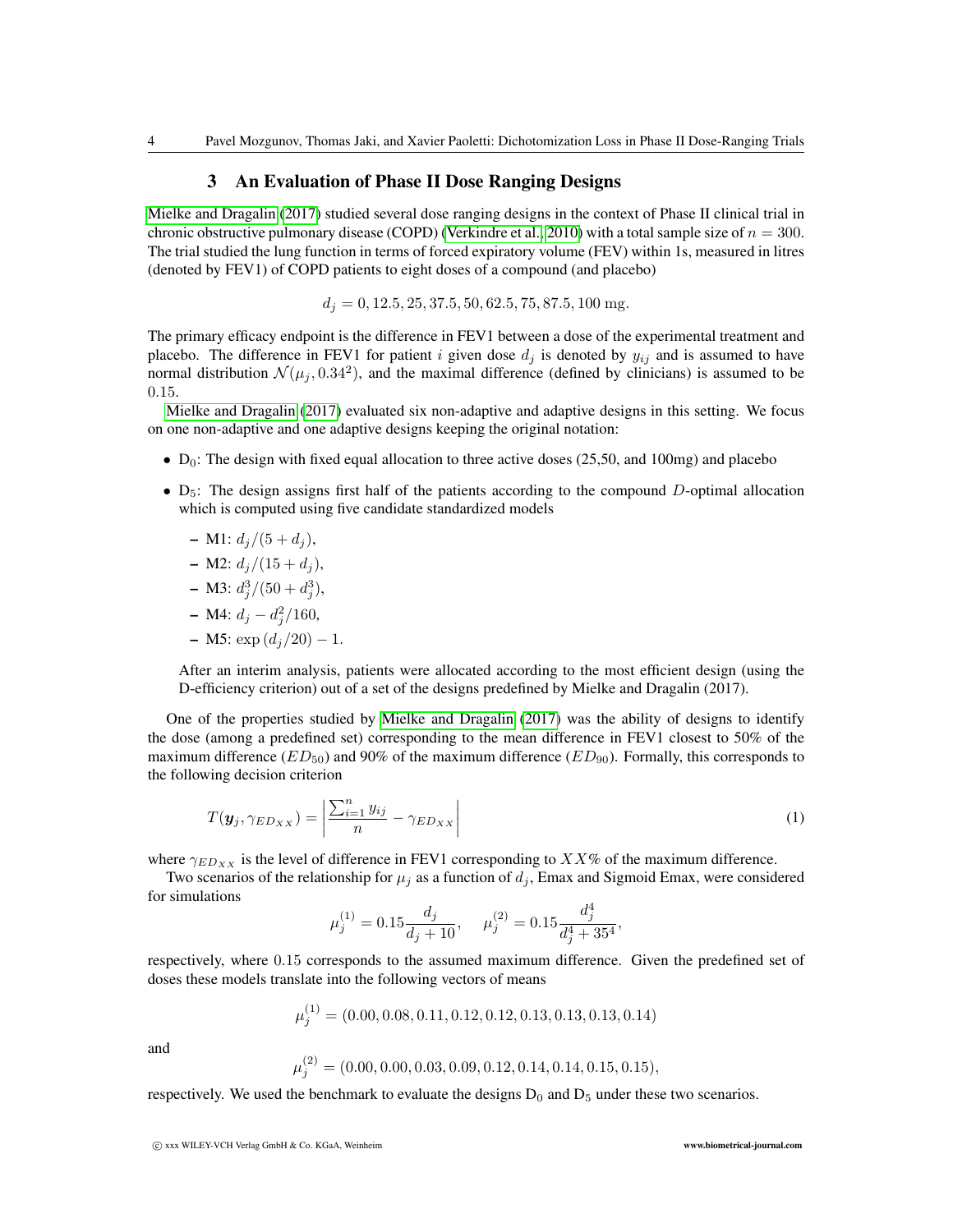## 3 An Evaluation of Phase II Dose Ranging Designs

Mielke and Dragalin (2017) studied several dose ranging designs in the context of Phase II clinical trial in chronic obstructive pulmonary disease (COPD) (Verkindre et al., 2010) with a total sample size of $n = 300$. The trial studied the lung function in terms of forced expiratory volume (FEV) within 1s, measured in litres (denoted by FEV1) of COPD patients to eight doses of a compound (and placebo)

$$d_j = 0, 12.5, 25, 37.5, 50, 62.5, 75, 87.5, 100 \text{ mg}.$$

The primary efficacy endpoint is the difference in FEV1 between a dose of the experimental treatment and placebo. The difference in FEV1 for patient $i$ given dose $d_j$ is denoted by $y_{ij}$ and is assumed to have normal distribution $\mathcal{N}(\mu_j, 0.34^2)$, and the maximal difference (defined by clinicians) is assumed to be $0.15$.

Mielke and Dragalin (2017) evaluated six non-adaptive and adaptive designs in this setting. We focus on one non-adaptive and one adaptive designs keeping the original notation:

- $D_0$: The design with fixed equal allocation to three active doses (25,50, and 100mg) and placebo
- $D_5$: The design assigns first half of the patients according to the compound $D$-optimal allocation which is computed using five candidate standardized models
  - M1: $d_j/(5 + d_j)$,
  - M2: $d_j/(15 + d_j)$,
  - M3: $d_j^3/(50 + d_j^3)$,
  - M4: $d_j - d_j^2/160$,
  - M5: $\exp(d_j/20) - 1$.

  After an interim analysis, patients were allocated according to the most efficient design (using the D-efficiency criterion) out of a set of the designs predefined by Mielke and Dragalin (2017).

One of the properties studied by Mielke and Dragalin (2017) was the ability of designs to identify the dose (among a predefined set) corresponding to the mean difference in FEV1 closest to 50% of the maximum difference ($ED_{50}$) and 90% of the maximum difference ($ED_{90}$). Formally, this corresponds to the following decision criterion

$$T(\boldsymbol{y}_j, \gamma_{ED_{XX}}) = \left| \frac{\sum_{i=1}^{n} y_{ij}}{n} - \gamma_{ED_{XX}} \right| \tag{1}$$

where $\gamma_{ED_{XX}}$ is the level of difference in FEV1 corresponding to $XX\%$ of the maximum difference.

Two scenarios of the relationship for $\mu_j$ as a function of $d_j$, Emax and Sigmoid Emax, were considered for simulations

$$\mu_j^{(1)} = 0.15\frac{d_j}{d_j + 10}, \quad \mu_j^{(2)} = 0.15\frac{d_j^4}{d_j^4 + 35^4},$$

respectively, where $0.15$ corresponds to the assumed maximum difference. Given the predefined set of doses these models translate into the following vectors of means

$$\mu_j^{(1)} = (0.00, 0.08, 0.11, 0.12, 0.12, 0.13, 0.13, 0.13, 0.14)$$

and

$$\mu_j^{(2)} = (0.00, 0.00, 0.03, 0.09, 0.12, 0.14, 0.14, 0.15, 0.15),$$

respectively. We used the benchmark to evaluate the designs $D_0$ and $D_5$ under these two scenarios.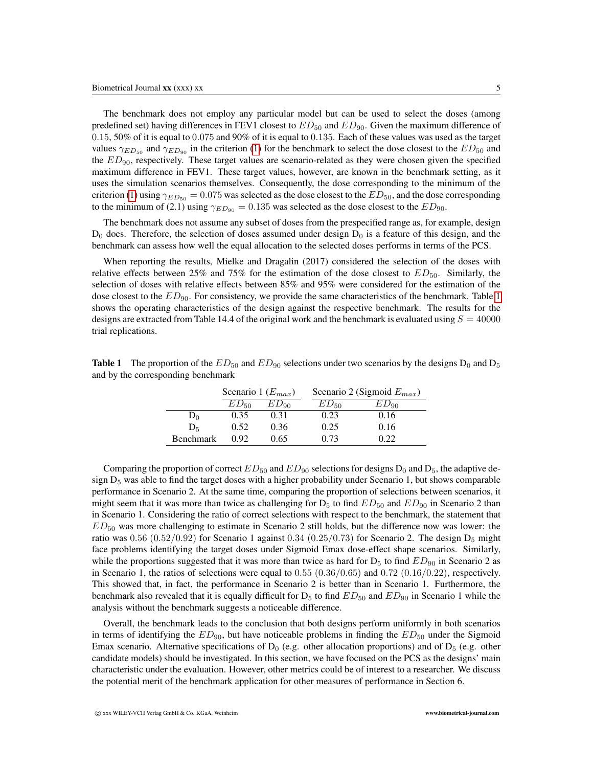The benchmark does not employ any particular model but can be used to select the doses (among predefined set) having differences in FEV1 closest to $ED_{50}$ and $ED_{90}$. Given the maximum difference of $0.15$, 50% of it is equal to $0.075$ and 90% of it is equal to $0.135$. Each of these values was used as the target values $\gamma_{ED_{50}}$ and $\gamma_{ED_{90}}$ in the criterion (1) for the benchmark to select the dose closest to the $ED_{50}$ and the $ED_{90}$, respectively. These target values are scenario-related as they were chosen given the specified maximum difference in FEV1. These target values, however, are known in the benchmark setting, as it uses the simulation scenarios themselves. Consequently, the dose corresponding to the minimum of the criterion (1) using $\gamma_{ED_{50}} = 0.075$ was selected as the dose closest to the $ED_{50}$, and the dose corresponding to the minimum of (2.1) using $\gamma_{ED_{90}} = 0.135$ was selected as the dose closest to the $ED_{90}$.

The benchmark does not assume any subset of doses from the prespecified range as, for example, design $D_0$ does. Therefore, the selection of doses assumed under design $D_0$ is a feature of this design, and the benchmark can assess how well the equal allocation to the selected doses performs in terms of the PCS.

When reporting the results, Mielke and Dragalin (2017) considered the selection of the doses with relative effects between 25% and 75% for the estimation of the dose closest to $ED_{50}$. Similarly, the selection of doses with relative effects between 85% and 95% were considered for the estimation of the dose closest to the $ED_{90}$. For consistency, we provide the same characteristics of the benchmark. Table 1 shows the operating characteristics of the design against the respective benchmark. The results for the designs are extracted from Table 14.4 of the original work and the benchmark is evaluated using $S = 40000$ trial replications.

**Table 1** The proportion of the $ED_{50}$ and $ED_{90}$ selections under two scenarios by the designs $D_0$ and $D_5$ and by the corresponding benchmark

| | Scenario 1 ($E_{max}$) | | Scenario 2 (Sigmoid $E_{max}$) | |
|---|---|---|---|---|
| | $ED_{50}$ | $ED_{90}$ | $ED_{50}$ | $ED_{90}$ |
| $D_0$ | 0.35 | 0.31 | 0.23 | 0.16 |
| $D_5$ | 0.52 | 0.36 | 0.25 | 0.16 |
| Benchmark | 0.92 | 0.65 | 0.73 | 0.22 |

Comparing the proportion of correct $ED_{50}$ and $ED_{90}$ selections for designs $D_0$ and $D_5$, the adaptive design $D_5$ was able to find the target doses with a higher probability under Scenario 1, but shows comparable performance in Scenario 2. At the same time, comparing the proportion of selections between scenarios, it might seem that it was more than twice as challenging for $D_5$ to find $ED_{50}$ and $ED_{90}$ in Scenario 2 than in Scenario 1. Considering the ratio of correct selections with respect to the benchmark, the statement that $ED_{50}$ was more challenging to estimate in Scenario 2 still holds, but the difference now was lower: the ratio was $0.56$ $(0.52/0.92)$ for Scenario 1 against $0.34$ $(0.25/0.73)$ for Scenario 2. The design $D_5$ might face problems identifying the target doses under Sigmoid Emax dose-effect shape scenarios. Similarly, while the proportions suggested that it was more than twice as hard for $D_5$ to find $ED_{90}$ in Scenario 2 as in Scenario 1, the ratios of selections were equal to $0.55$ $(0.36/0.65)$ and $0.72$ $(0.16/0.22)$, respectively. This showed that, in fact, the performance in Scenario 2 is better than in Scenario 1. Furthermore, the benchmark also revealed that it is equally difficult for $D_5$ to find $ED_{50}$ and $ED_{90}$ in Scenario 1 while the analysis without the benchmark suggests a noticeable difference.

Overall, the benchmark leads to the conclusion that both designs perform uniformly in both scenarios in terms of identifying the $ED_{90}$, but have noticeable problems in finding the $ED_{50}$ under the Sigmoid Emax scenario. Alternative specifications of $D_0$ (e.g. other allocation proportions) and of $D_5$ (e.g. other candidate models) should be investigated. In this section, we have focused on the PCS as the designs' main characteristic under the evaluation. However, other metrics could be of interest to a researcher. We discuss the potential merit of the benchmark application for other measures of performance in Section 6.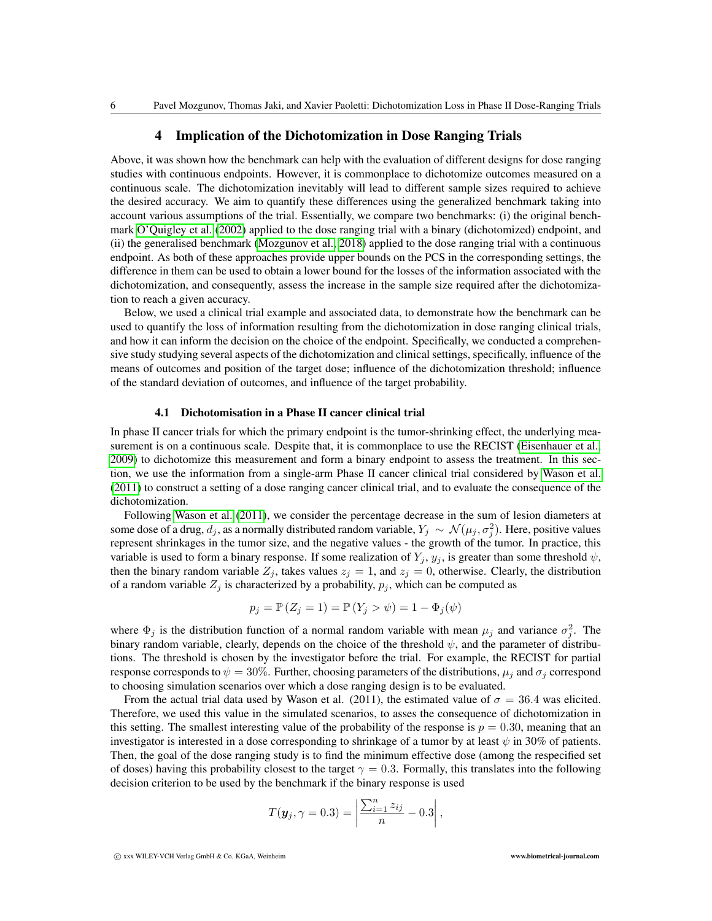## 4 Implication of the Dichotomization in Dose Ranging Trials

Above, it was shown how the benchmark can help with the evaluation of different designs for dose ranging studies with continuous endpoints. However, it is commonplace to dichotomize outcomes measured on a continuous scale. The dichotomization inevitably will lead to different sample sizes required to achieve the desired accuracy. We aim to quantify these differences using the generalized benchmark taking into account various assumptions of the trial. Essentially, we compare two benchmarks: (i) the original benchmark O'Quigley et al. (2002) applied to the dose ranging trial with a binary (dichotomized) endpoint, and (ii) the generalised benchmark (Mozgunov et al., 2018) applied to the dose ranging trial with a continuous endpoint. As both of these approaches provide upper bounds on the PCS in the corresponding settings, the difference in them can be used to obtain a lower bound for the losses of the information associated with the dichotomization, and consequently, assess the increase in the sample size required after the dichotomization to reach a given accuracy.

Below, we used a clinical trial example and associated data, to demonstrate how the benchmark can be used to quantify the loss of information resulting from the dichotomization in dose ranging clinical trials, and how it can inform the decision on the choice of the endpoint. Specifically, we conducted a comprehensive study studying several aspects of the dichotomization and clinical settings, specifically, influence of the means of outcomes and position of the target dose; influence of the dichotomization threshold; influence of the standard deviation of outcomes, and influence of the target probability.

### 4.1 Dichotomisation in a Phase II cancer clinical trial

In phase II cancer trials for which the primary endpoint is the tumor-shrinking effect, the underlying measurement is on a continuous scale. Despite that, it is commonplace to use the RECIST (Eisenhauer et al., 2009) to dichotomize this measurement and form a binary endpoint to assess the treatment. In this section, we use the information from a single-arm Phase II cancer clinical trial considered by Wason et al. (2011) to construct a setting of a dose ranging cancer clinical trial, and to evaluate the consequence of the dichotomization.

Following Wason et al. (2011), we consider the percentage decrease in the sum of lesion diameters at some dose of a drug, $d_j$, as a normally distributed random variable, $Y_j \sim \mathcal{N}(\mu_j, \sigma_j^2)$. Here, positive values represent shrinkages in the tumor size, and the negative values - the growth of the tumor. In practice, this variable is used to form a binary response. If some realization of $Y_j$, $y_j$, is greater than some threshold $\psi$, then the binary random variable $Z_j$, takes values $z_j = 1$, and $z_j = 0$, otherwise. Clearly, the distribution of a random variable $Z_j$ is characterized by a probability, $p_j$, which can be computed as

$$p_j = \mathbb{P}\left(Z_j = 1\right) = \mathbb{P}\left(Y_j > \psi\right) = 1 - \Phi_j(\psi)$$

where $\Phi_j$ is the distribution function of a normal random variable with mean $\mu_j$ and variance $\sigma_j^2$. The binary random variable, clearly, depends on the choice of the threshold $\psi$, and the parameter of distributions. The threshold is chosen by the investigator before the trial. For example, the RECIST for partial response corresponds to $\psi = 30\%$. Further, choosing parameters of the distributions, $\mu_j$ and $\sigma_j$ correspond to choosing simulation scenarios over which a dose ranging design is to be evaluated.

From the actual trial data used by Wason et al. (2011), the estimated value of $\sigma = 36.4$ was elicited. Therefore, we used this value in the simulated scenarios, to asses the consequence of dichotomization in this setting. The smallest interesting value of the probability of the response is $p = 0.30$, meaning that an investigator is interested in a dose corresponding to shrinkage of a tumor by at least $\psi$ in 30% of patients. Then, the goal of the dose ranging study is to find the minimum effective dose (among the prespecified set of doses) having this probability closest to the target $\gamma = 0.3$. Formally, this translates into the following decision criterion to be used by the benchmark if the binary response is used

$$T(\boldsymbol{y}_j, \gamma = 0.3) = \left| \frac{\sum_{i=1}^{n} z_{ij}}{n} - 0.3 \right|,$$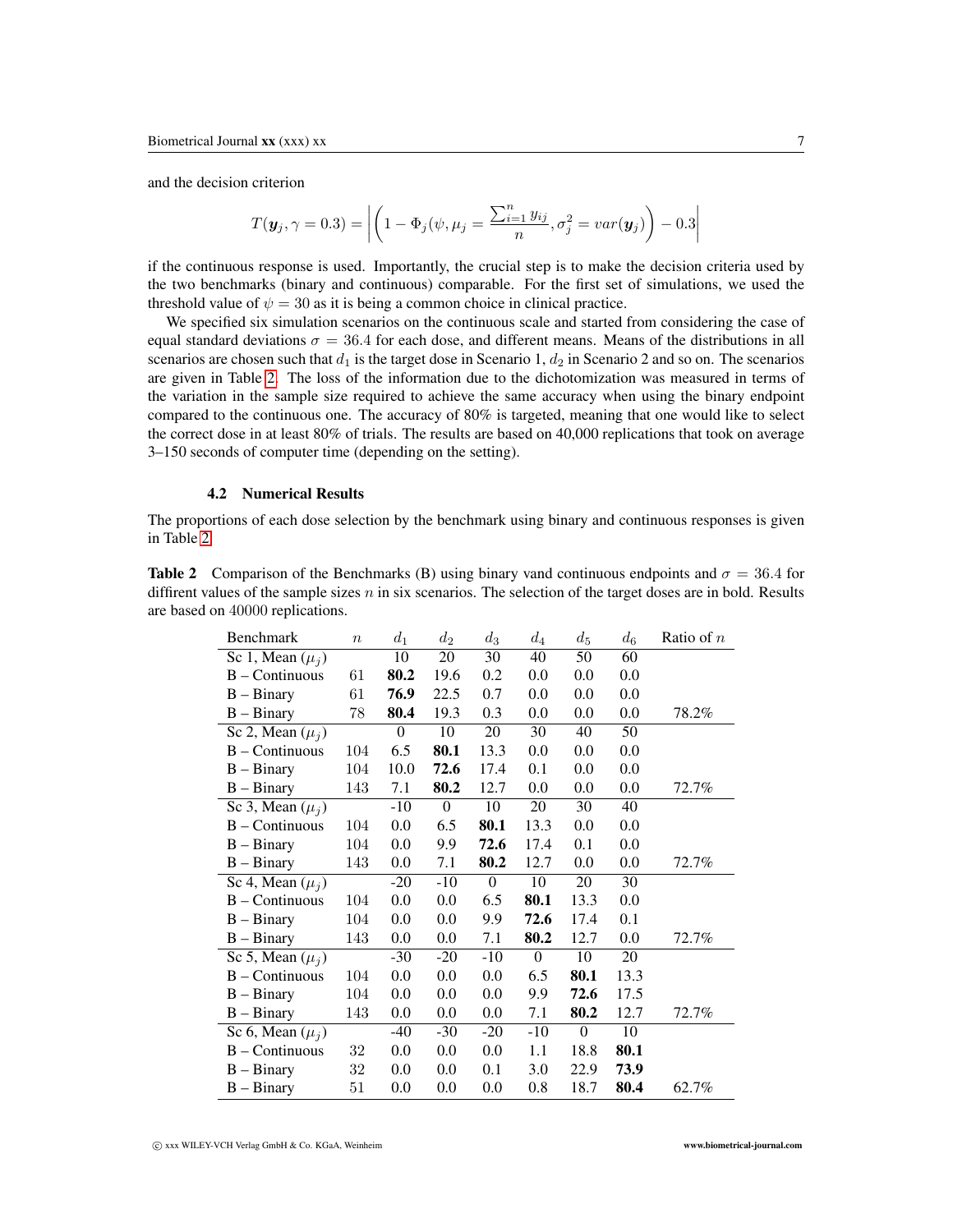and the decision criterion

$$T(\boldsymbol{y}_j, \gamma = 0.3) = \left| \left( 1 - \Phi_j(\psi, \mu_j = \frac{\sum_{i=1}^{n} y_{ij}}{n}, \sigma_j^2 = var(\boldsymbol{y}_j) \right) - 0.3 \right|$$

if the continuous response is used. Importantly, the crucial step is to make the decision criteria used by the two benchmarks (binary and continuous) comparable. For the first set of simulations, we used the threshold value of $\psi = 30$ as it is being a common choice in clinical practice.

We specified six simulation scenarios on the continuous scale and started from considering the case of equal standard deviations $\sigma = 36.4$ for each dose, and different means. Means of the distributions in all scenarios are chosen such that $d_1$ is the target dose in Scenario 1, $d_2$ in Scenario 2 and so on. The scenarios are given in Table 2. The loss of the information due to the dichotomization was measured in terms of the variation in the sample size required to achieve the same accuracy when using the binary endpoint compared to the continuous one. The accuracy of 80% is targeted, meaning that one would like to select the correct dose in at least 80% of trials. The results are based on 40,000 replications that took on average 3–150 seconds of computer time (depending on the setting).

### 4.2 Numerical Results

The proportions of each dose selection by the benchmark using binary and continuous responses is given in Table 2.

**Table 2** Comparison of the Benchmarks (B) using binary vand continuous endpoints and $\sigma = 36.4$ for diffirent values of the sample sizes $n$ in six scenarios. The selection of the target doses are in bold. Results are based on 40000 replications.

| Benchmark | $n$ | $d_1$ | $d_2$ | $d_3$ | $d_4$ | $d_5$ | $d_6$ | Ratio of $n$ |
|---|---|---|---|---|---|---|---|---|
| Sc 1, Mean ($\mu_j$) | | 10 | 20 | 30 | 40 | 50 | 60 | |
| B – Continuous | 61 | **80.2** | 19.6 | 0.2 | 0.0 | 0.0 | 0.0 | |
| B – Binary | 61 | **76.9** | 22.5 | 0.7 | 0.0 | 0.0 | 0.0 | |
| B – Binary | 78 | **80.4** | 19.3 | 0.3 | 0.0 | 0.0 | 0.0 | 78.2% |
| Sc 2, Mean ($\mu_j$) | | 0 | 10 | 20 | 30 | 40 | 50 | |
| B – Continuous | 104 | 6.5 | **80.1** | 13.3 | 0.0 | 0.0 | 0.0 | |
| B – Binary | 104 | 10.0 | **72.6** | 17.4 | 0.1 | 0.0 | 0.0 | |
| B – Binary | 143 | 7.1 | **80.2** | 12.7 | 0.0 | 0.0 | 0.0 | 72.7% |
| Sc 3, Mean ($\mu_j$) | | -10 | 0 | 10 | 20 | 30 | 40 | |
| B – Continuous | 104 | 0.0 | 6.5 | **80.1** | 13.3 | 0.0 | 0.0 | |
| B – Binary | 104 | 0.0 | 9.9 | **72.6** | 17.4 | 0.1 | 0.0 | |
| B – Binary | 143 | 0.0 | 7.1 | **80.2** | 12.7 | 0.0 | 0.0 | 72.7% |
| Sc 4, Mean ($\mu_j$) | | -20 | -10 | 0 | 10 | 20 | 30 | |
| B – Continuous | 104 | 0.0 | 0.0 | 6.5 | **80.1** | 13.3 | 0.0 | |
| B – Binary | 104 | 0.0 | 0.0 | 9.9 | **72.6** | 17.4 | 0.1 | |
| B – Binary | 143 | 0.0 | 0.0 | 7.1 | **80.2** | 12.7 | 0.0 | 72.7% |
| Sc 5, Mean ($\mu_j$) | | -30 | -20 | -10 | 0 | 10 | 20 | |
| B – Continuous | 104 | 0.0 | 0.0 | 0.0 | 6.5 | **80.1** | 13.3 | |
| B – Binary | 104 | 0.0 | 0.0 | 0.0 | 9.9 | **72.6** | 17.5 | |
| B – Binary | 143 | 0.0 | 0.0 | 0.0 | 7.1 | **80.2** | 12.7 | 72.7% |
| Sc 6, Mean ($\mu_j$) | | -40 | -30 | -20 | -10 | 0 | 10 | |
| B – Continuous | 32 | 0.0 | 0.0 | 0.0 | 1.1 | 18.8 | **80.1** | |
| B – Binary | 32 | 0.0 | 0.0 | 0.1 | 3.0 | 22.9 | **73.9** | |
| B – Binary | 51 | 0.0 | 0.0 | 0.0 | 0.8 | 18.7 | **80.4** | 62.7% |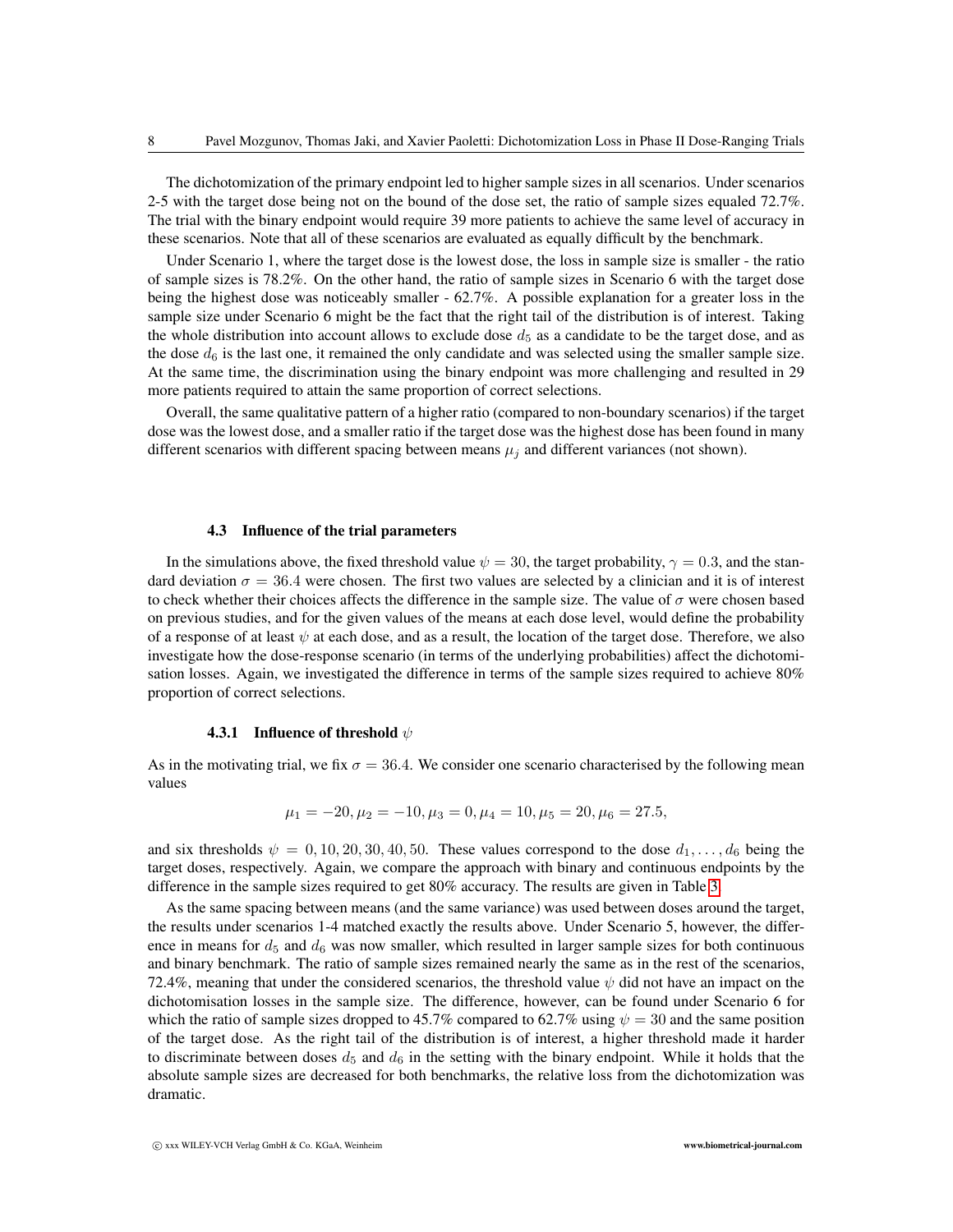The dichotomization of the primary endpoint led to higher sample sizes in all scenarios. Under scenarios 2-5 with the target dose being not on the bound of the dose set, the ratio of sample sizes equaled 72.7%. The trial with the binary endpoint would require 39 more patients to achieve the same level of accuracy in these scenarios. Note that all of these scenarios are evaluated as equally difficult by the benchmark.

Under Scenario 1, where the target dose is the lowest dose, the loss in sample size is smaller - the ratio of sample sizes is 78.2%. On the other hand, the ratio of sample sizes in Scenario 6 with the target dose being the highest dose was noticeably smaller - 62.7%. A possible explanation for a greater loss in the sample size under Scenario 6 might be the fact that the right tail of the distribution is of interest. Taking the whole distribution into account allows to exclude dose $d_5$ as a candidate to be the target dose, and as the dose $d_6$ is the last one, it remained the only candidate and was selected using the smaller sample size. At the same time, the discrimination using the binary endpoint was more challenging and resulted in 29 more patients required to attain the same proportion of correct selections.

Overall, the same qualitative pattern of a higher ratio (compared to non-boundary scenarios) if the target dose was the lowest dose, and a smaller ratio if the target dose was the highest dose has been found in many different scenarios with different spacing between means $\mu_j$ and different variances (not shown).

### 4.3 Influence of the trial parameters

In the simulations above, the fixed threshold value $\psi = 30$, the target probability, $\gamma = 0.3$, and the standard deviation $\sigma = 36.4$ were chosen. The first two values are selected by a clinician and it is of interest to check whether their choices affects the difference in the sample size. The value of $\sigma$ were chosen based on previous studies, and for the given values of the means at each dose level, would define the probability of a response of at least $\psi$ at each dose, and as a result, the location of the target dose. Therefore, we also investigate how the dose-response scenario (in terms of the underlying probabilities) affect the dichotomisation losses. Again, we investigated the difference in terms of the sample sizes required to achieve 80% proportion of correct selections.

#### 4.3.1 Influence of threshold $\psi$

As in the motivating trial, we fix $\sigma = 36.4$. We consider one scenario characterised by the following mean values

$$\mu_1 = -20, \mu_2 = -10, \mu_3 = 0, \mu_4 = 10, \mu_5 = 20, \mu_6 = 27.5,$$

and six thresholds $\psi = 0, 10, 20, 30, 40, 50$. These values correspond to the dose $d_1, \ldots, d_6$ being the target doses, respectively. Again, we compare the approach with binary and continuous endpoints by the difference in the sample sizes required to get 80% accuracy. The results are given in Table 3.

As the same spacing between means (and the same variance) was used between doses around the target, the results under scenarios 1-4 matched exactly the results above. Under Scenario 5, however, the difference in means for $d_5$ and $d_6$ was now smaller, which resulted in larger sample sizes for both continuous and binary benchmark. The ratio of sample sizes remained nearly the same as in the rest of the scenarios, 72.4%, meaning that under the considered scenarios, the threshold value $\psi$ did not have an impact on the dichotomisation losses in the sample size. The difference, however, can be found under Scenario 6 for which the ratio of sample sizes dropped to 45.7% compared to 62.7% using $\psi = 30$ and the same position of the target dose. As the right tail of the distribution is of interest, a higher threshold made it harder to discriminate between doses $d_5$ and $d_6$ in the setting with the binary endpoint. While it holds that the absolute sample sizes are decreased for both benchmarks, the relative loss from the dichotomization was dramatic.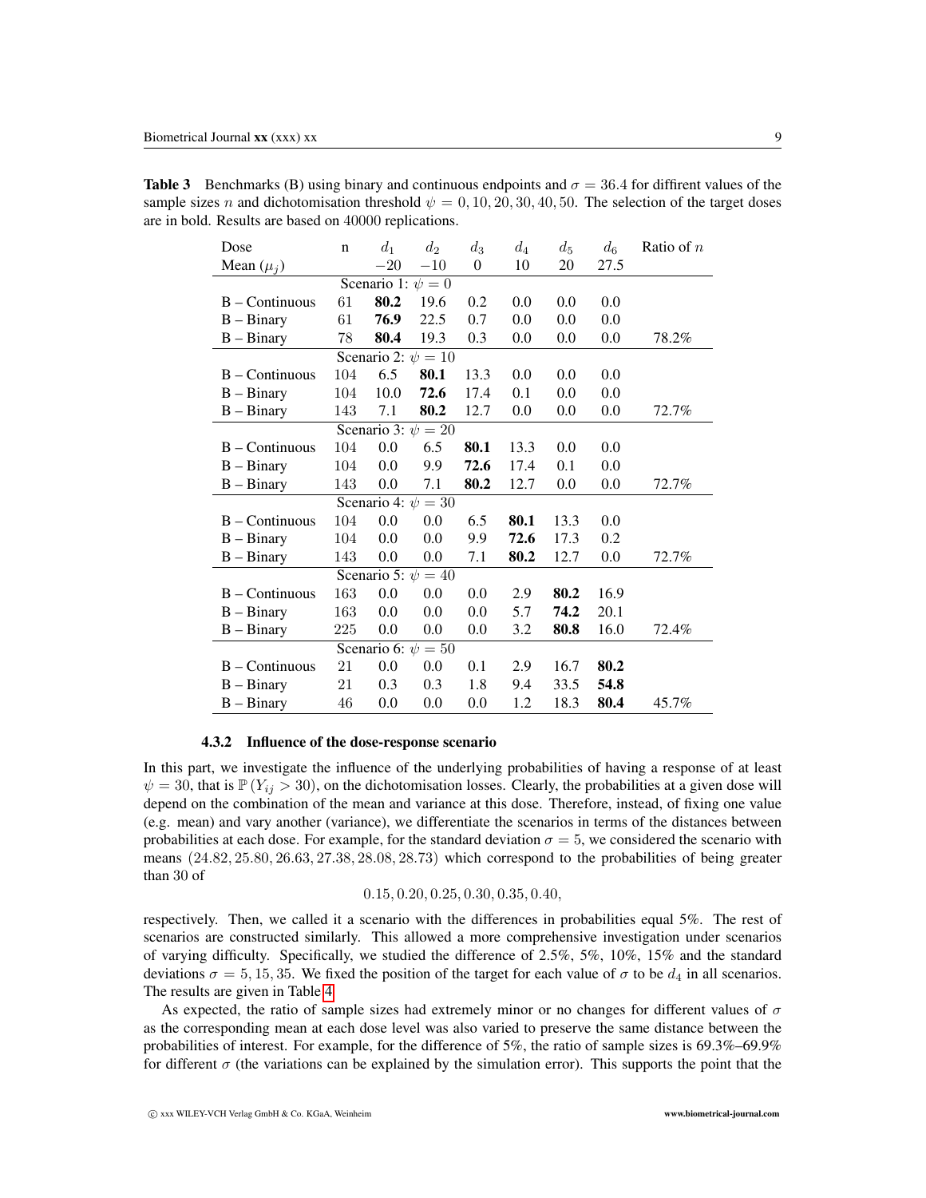**Table 3** Benchmarks (B) using binary and continuous endpoints and $\sigma = 36.4$ for diffrent values of the sample sizes $n$ and dichotomisation threshold $\psi = 0, 10, 20, 30, 40, 50$. The selection of the target doses are in bold. Results are based on 40000 replications.

| Dose<br>Mean ($\mu_j$) | n | $d_1$<br>$-20$ | $d_2$<br>$-10$ | $d_3$<br>0 | $d_4$<br>10 | $d_5$<br>20 | $d_6$<br>27.5 | Ratio of $n$ |
|---|---|---|---|---|---|---|---|---|
| Scenario 1: $\psi = 0$ | | | | | | | | |
| B – Continuous | 61 | **80.2** | 19.6 | 0.2 | 0.0 | 0.0 | 0.0 | |
| B – Binary | 61 | **76.9** | 22.5 | 0.7 | 0.0 | 0.0 | 0.0 | |
| B – Binary | 78 | **80.4** | 19.3 | 0.3 | 0.0 | 0.0 | 0.0 | 78.2% |
| Scenario 2: $\psi = 10$ | | | | | | | | |
| B – Continuous | 104 | 6.5 | **80.1** | 13.3 | 0.0 | 0.0 | 0.0 | |
| B – Binary | 104 | 10.0 | **72.6** | 17.4 | 0.1 | 0.0 | 0.0 | |
| B – Binary | 143 | 7.1 | **80.2** | 12.7 | 0.0 | 0.0 | 0.0 | 72.7% |
| Scenario 3: $\psi = 20$ | | | | | | | | |
| B – Continuous | 104 | 0.0 | 6.5 | **80.1** | 13.3 | 0.0 | 0.0 | |
| B – Binary | 104 | 0.0 | 9.9 | **72.6** | 17.4 | 0.1 | 0.0 | |
| B – Binary | 143 | 0.0 | 7.1 | **80.2** | 12.7 | 0.0 | 0.0 | 72.7% |
| Scenario 4: $\psi = 30$ | | | | | | | | |
| B – Continuous | 104 | 0.0 | 0.0 | 6.5 | **80.1** | 13.3 | 0.0 | |
| B – Binary | 104 | 0.0 | 0.0 | 9.9 | **72.6** | 17.3 | 0.2 | |
| B – Binary | 143 | 0.0 | 0.0 | 7.1 | **80.2** | 12.7 | 0.0 | 72.7% |
| Scenario 5: $\psi = 40$ | | | | | | | | |
| B – Continuous | 163 | 0.0 | 0.0 | 0.0 | 2.9 | **80.2** | 16.9 | |
| B – Binary | 163 | 0.0 | 0.0 | 0.0 | 5.7 | **74.2** | 20.1 | |
| B – Binary | 225 | 0.0 | 0.0 | 0.0 | 3.2 | **80.8** | 16.0 | 72.4% |
| Scenario 6: $\psi = 50$ | | | | | | | | |
| B – Continuous | 21 | 0.0 | 0.0 | 0.1 | 2.9 | 16.7 | **80.2** | |
| B – Binary | 21 | 0.3 | 0.3 | 1.8 | 9.4 | 33.5 | **54.8** | |
| B – Binary | 46 | 0.0 | 0.0 | 0.0 | 1.2 | 18.3 | **80.4** | 45.7% |

### 4.3.2 Influence of the dose-response scenario

In this part, we investigate the influence of the underlying probabilities of having a response of at least $\psi = 30$, that is $\mathbb{P}(Y_{ij} > 30)$, on the dichotomisation losses. Clearly, the probabilities at a given dose will depend on the combination of the mean and variance at this dose. Therefore, instead, of fixing one value (e.g. mean) and vary another (variance), we differentiate the scenarios in terms of the distances between probabilities at each dose. For example, for the standard deviation $\sigma = 5$, we considered the scenario with means $(24.82, 25.80, 26.63, 27.38, 28.08, 28.73)$ which correspond to the probabilities of being greater than 30 of

$$0.15, 0.20, 0.25, 0.30, 0.35, 0.40,$$

respectively. Then, we called it a scenario with the differences in probabilities equal 5%. The rest of scenarios are constructed similarly. This allowed a more comprehensive investigation under scenarios of varying difficulty. Specifically, we studied the difference of 2.5%, 5%, 10%, 15% and the standard deviations $\sigma = 5, 15, 35$. We fixed the position of the target for each value of $\sigma$ to be $d_4$ in all scenarios. The results are given in Table 4.

As expected, the ratio of sample sizes had extremely minor or no changes for different values of $\sigma$ as the corresponding mean at each dose level was also varied to preserve the same distance between the probabilities of interest. For example, for the difference of 5%, the ratio of sample sizes is 69.3%–69.9% for different $\sigma$ (the variations can be explained by the simulation error). This supports the point that the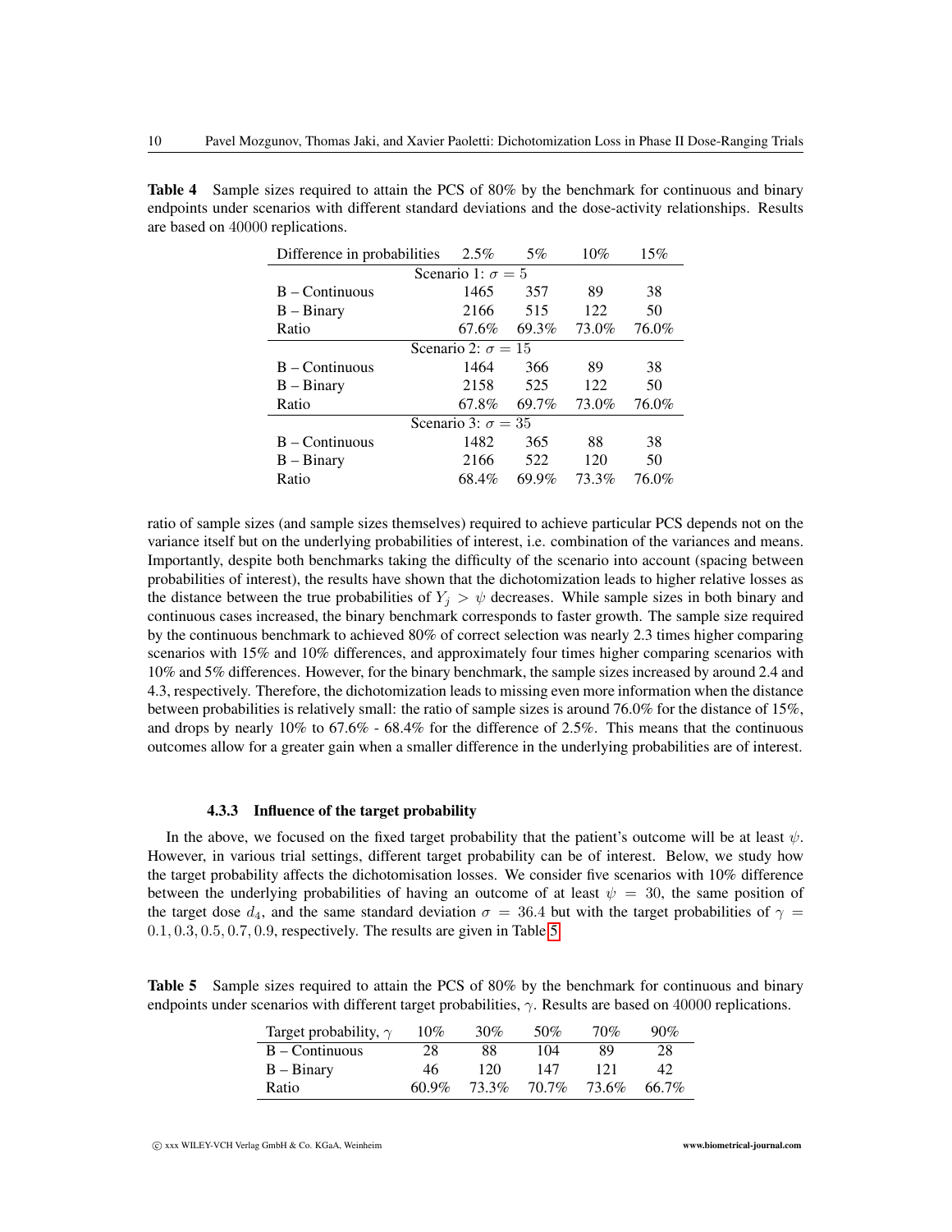**Table 4** Sample sizes required to attain the PCS of 80% by the benchmark for continuous and binary endpoints under scenarios with different standard deviations and the dose-activity relationships. Results are based on 40000 replications.

| Difference in probabilities | 2.5% | 5% | 10% | 15% |
|---|---|---|---|---|
| Scenario 1: $\sigma = 5$ | | | | |
| B – Continuous | 1465 | 357 | 89 | 38 |
| B – Binary | 2166 | 515 | 122 | 50 |
| Ratio | 67.6% | 69.3% | 73.0% | 76.0% |
| Scenario 2: $\sigma = 15$ | | | | |
| B – Continuous | 1464 | 366 | 89 | 38 |
| B – Binary | 2158 | 525 | 122 | 50 |
| Ratio | 67.8% | 69.7% | 73.0% | 76.0% |
| Scenario 3: $\sigma = 35$ | | | | |
| B – Continuous | 1482 | 365 | 88 | 38 |
| B – Binary | 2166 | 522 | 120 | 50 |
| Ratio | 68.4% | 69.9% | 73.3% | 76.0% |

ratio of sample sizes (and sample sizes themselves) required to achieve particular PCS depends not on the variance itself but on the underlying probabilities of interest, i.e. combination of the variances and means. Importantly, despite both benchmarks taking the difficulty of the scenario into account (spacing between probabilities of interest), the results have shown that the dichotomization leads to higher relative losses as the distance between the true probabilities of $Y_j > \psi$ decreases. While sample sizes in both binary and continuous cases increased, the binary benchmark corresponds to faster growth. The sample size required by the continuous benchmark to achieved 80% of correct selection was nearly 2.3 times higher comparing scenarios with 15% and 10% differences, and approximately four times higher comparing scenarios with 10% and 5% differences. However, for the binary benchmark, the sample sizes increased by around 2.4 and 4.3, respectively. Therefore, the dichotomization leads to missing even more information when the distance between probabilities is relatively small: the ratio of sample sizes is around 76.0% for the distance of 15%, and drops by nearly 10% to 67.6% - 68.4% for the difference of 2.5%. This means that the continuous outcomes allow for a greater gain when a smaller difference in the underlying probabilities are of interest.

### 4.3.3 Influence of the target probability

In the above, we focused on the fixed target probability that the patient's outcome will be at least $\psi$. However, in various trial settings, different target probability can be of interest. Below, we study how the target probability affects the dichotomisation losses. We consider five scenarios with 10% difference between the underlying probabilities of having an outcome of at least $\psi = 30$, the same position of the target dose $d_4$, and the same standard deviation $\sigma = 36.4$ but with the target probabilities of $\gamma = 0.1, 0.3, 0.5, 0.7, 0.9$, respectively. The results are given in Table 5.

**Table 5** Sample sizes required to attain the PCS of 80% by the benchmark for continuous and binary endpoints under scenarios with different target probabilities, $\gamma$. Results are based on 40000 replications.

| Target probability, $\gamma$ | 10% | 30% | 50% | 70% | 90% |
|---|---|---|---|---|---|
| B – Continuous | 28 | 88 | 104 | 89 | 28 |
| B – Binary | 46 | 120 | 147 | 121 | 42 |
| Ratio | 60.9% | 73.3% | 70.7% | 73.6% | 66.7% |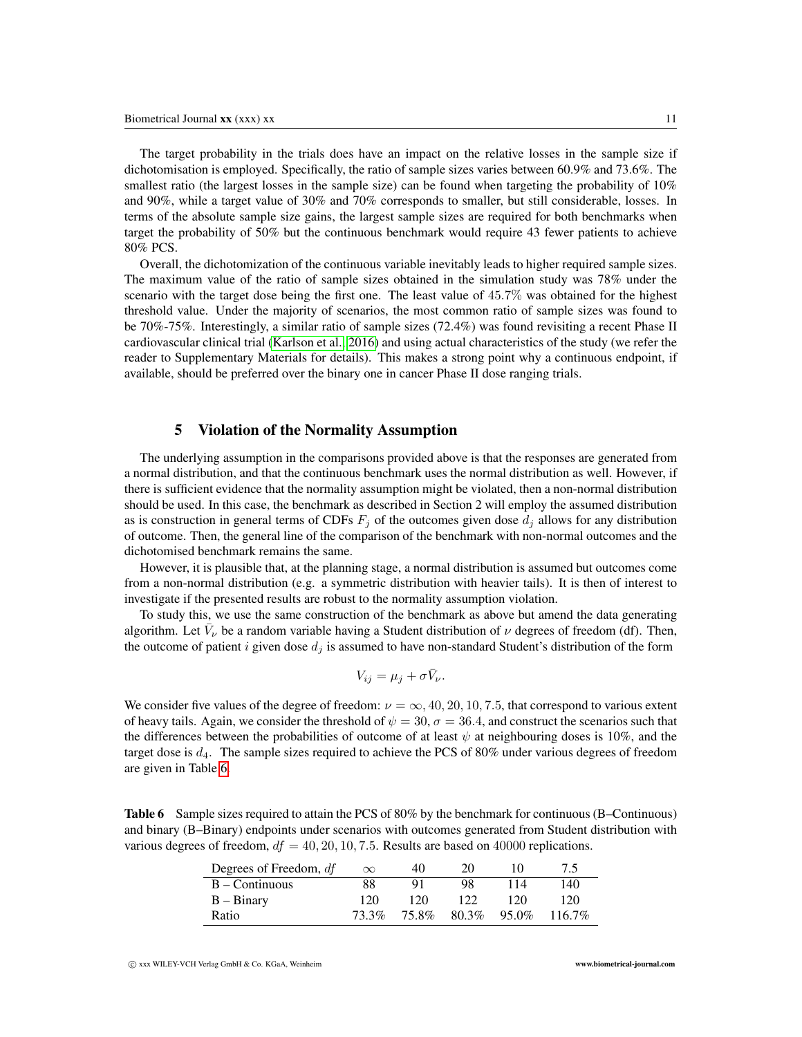The target probability in the trials does have an impact on the relative losses in the sample size if dichotomisation is employed. Specifically, the ratio of sample sizes varies between 60.9% and 73.6%. The smallest ratio (the largest losses in the sample size) can be found when targeting the probability of 10% and 90%, while a target value of 30% and 70% corresponds to smaller, but still considerable, losses. In terms of the absolute sample size gains, the largest sample sizes are required for both benchmarks when target the probability of 50% but the continuous benchmark would require 43 fewer patients to achieve 80% PCS.

Overall, the dichotomization of the continuous variable inevitably leads to higher required sample sizes. The maximum value of the ratio of sample sizes obtained in the simulation study was 78% under the scenario with the target dose being the first one. The least value of $45.7\%$ was obtained for the highest threshold value. Under the majority of scenarios, the most common ratio of sample sizes was found to be 70%-75%. Interestingly, a similar ratio of sample sizes (72.4%) was found revisiting a recent Phase II cardiovascular clinical trial (Karlson et al., 2016) and using actual characteristics of the study (we refer the reader to Supplementary Materials for details). This makes a strong point why a continuous endpoint, if available, should be preferred over the binary one in cancer Phase II dose ranging trials.

## 5 Violation of the Normality Assumption

The underlying assumption in the comparisons provided above is that the responses are generated from a normal distribution, and that the continuous benchmark uses the normal distribution as well. However, if there is sufficient evidence that the normality assumption might be violated, then a non-normal distribution should be used. In this case, the benchmark as described in Section 2 will employ the assumed distribution as is construction in general terms of CDFs $F_j$ of the outcomes given dose $d_j$ allows for any distribution of outcome. Then, the general line of the comparison of the benchmark with non-normal outcomes and the dichotomised benchmark remains the same.

However, it is plausible that, at the planning stage, a normal distribution is assumed but outcomes come from a non-normal distribution (e.g. a symmetric distribution with heavier tails). It is then of interest to investigate if the presented results are robust to the normality assumption violation.

To study this, we use the same construction of the benchmark as above but amend the data generating algorithm. Let $\bar{V}_\nu$ be a random variable having a Student distribution of $\nu$ degrees of freedom (df). Then, the outcome of patient $i$ given dose $d_j$ is assumed to have non-standard Student's distribution of the form

$$V_{ij} = \mu_j + \sigma \bar{V}_\nu.$$

We consider five values of the degree of freedom: $\nu = \infty, 40, 20, 10, 7.5$, that correspond to various extent of heavy tails. Again, we consider the threshold of $\psi = 30$, $\sigma = 36.4$, and construct the scenarios such that the differences between the probabilities of outcome of at least $\psi$ at neighbouring doses is 10%, and the target dose is $d_4$. The sample sizes required to achieve the PCS of 80% under various degrees of freedom are given in Table 6.

**Table 6** Sample sizes required to attain the PCS of 80% by the benchmark for continuous (B–Continuous) and binary (B–Binary) endpoints under scenarios with outcomes generated from Student distribution with various degrees of freedom, $df = 40, 20, 10, 7.5$. Results are based on $40000$ replications.

| Degrees of Freedom, $df$ | $\infty$ | 40 | 20 | 10 | 7.5 |
|---|---|---|---|---|---|
| B – Continuous | 88 | 91 | 98 | 114 | 140 |
| B – Binary | 120 | 120 | 122 | 120 | 120 |
| Ratio | 73.3% | 75.8% | 80.3% | 95.0% | 116.7% |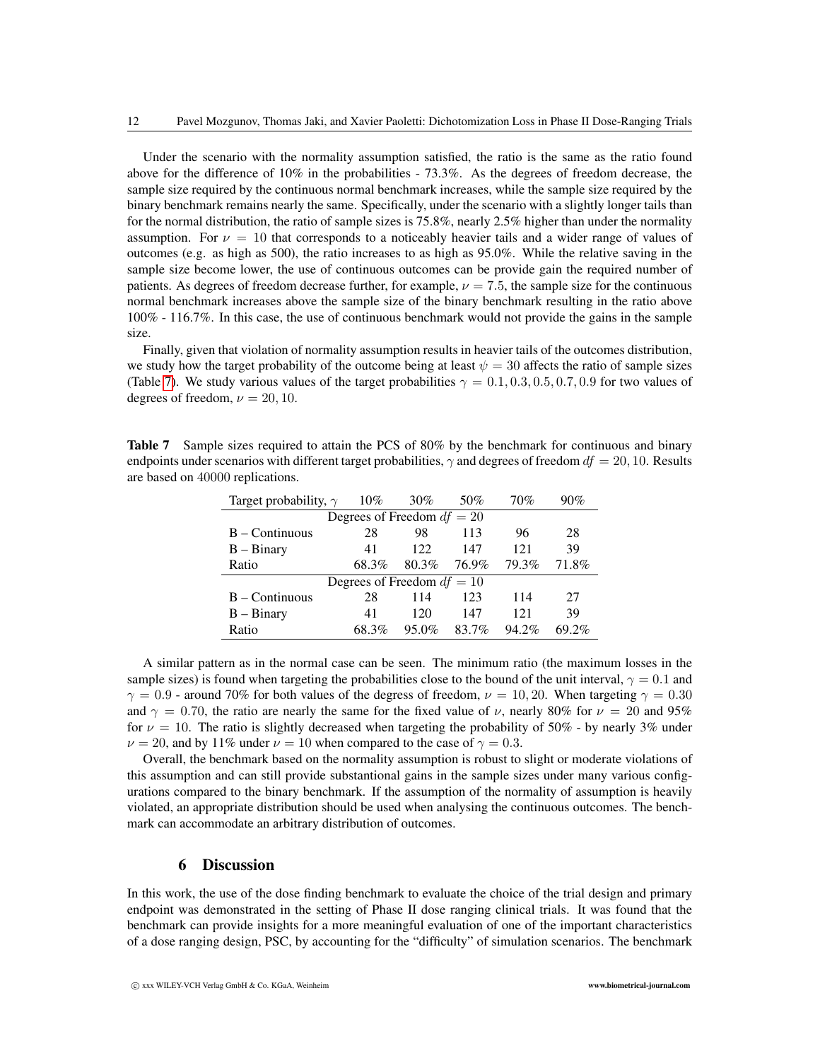Under the scenario with the normality assumption satisfied, the ratio is the same as the ratio found above for the difference of 10% in the probabilities - 73.3%. As the degrees of freedom decrease, the sample size required by the continuous normal benchmark increases, while the sample size required by the binary benchmark remains nearly the same. Specifically, under the scenario with a slightly longer tails than for the normal distribution, the ratio of sample sizes is 75.8%, nearly 2.5% higher than under the normality assumption. For $\nu = 10$ that corresponds to a noticeably heavier tails and a wider range of values of outcomes (e.g. as high as 500), the ratio increases to as high as 95.0%. While the relative saving in the sample size become lower, the use of continuous outcomes can be provide gain the required number of patients. As degrees of freedom decrease further, for example, $\nu = 7.5$, the sample size for the continuous normal benchmark increases above the sample size of the binary benchmark resulting in the ratio above 100% - 116.7%. In this case, the use of continuous benchmark would not provide the gains in the sample size.

Finally, given that violation of normality assumption results in heavier tails of the outcomes distribution, we study how the target probability of the outcome being at least $\psi = 30$ affects the ratio of sample sizes (Table 7). We study various values of the target probabilities $\gamma = 0.1, 0.3, 0.5, 0.7, 0.9$ for two values of degrees of freedom, $\nu = 20, 10$.

**Table 7** Sample sizes required to attain the PCS of 80% by the benchmark for continuous and binary endpoints under scenarios with different target probabilities, $\gamma$ and degrees of freedom $df = 20, 10$. Results are based on 40000 replications.

| Target probability, $\gamma$ | 10% | 30% | 50% | 70% | 90% |
|---|---|---|---|---|---|
| Degrees of Freedom $df = 20$ | | | | | |
| B – Continuous | 28 | 98 | 113 | 96 | 28 |
| B – Binary | 41 | 122 | 147 | 121 | 39 |
| Ratio | 68.3% | 80.3% | 76.9% | 79.3% | 71.8% |
| Degrees of Freedom $df = 10$ | | | | | |
| B – Continuous | 28 | 114 | 123 | 114 | 27 |
| B – Binary | 41 | 120 | 147 | 121 | 39 |
| Ratio | 68.3% | 95.0% | 83.7% | 94.2% | 69.2% |

A similar pattern as in the normal case can be seen. The minimum ratio (the maximum losses in the sample sizes) is found when targeting the probabilities close to the bound of the unit interval, $\gamma = 0.1$ and $\gamma = 0.9$ - around 70% for both values of the degress of freedom, $\nu = 10, 20$. When targeting $\gamma = 0.30$ and $\gamma = 0.70$, the ratio are nearly the same for the fixed value of $\nu$, nearly 80% for $\nu = 20$ and 95% for $\nu = 10$. The ratio is slightly decreased when targeting the probability of 50% - by nearly 3% under $\nu = 20$, and by 11% under $\nu = 10$ when compared to the case of $\gamma = 0.3$.

Overall, the benchmark based on the normality assumption is robust to slight or moderate violations of this assumption and can still provide substantional gains in the sample sizes under many various configurations compared to the binary benchmark. If the assumption of the normality of assumption is heavily violated, an appropriate distribution should be used when analysing the continuous outcomes. The benchmark can accommodate an arbitrary distribution of outcomes.

## 6 Discussion

In this work, the use of the dose finding benchmark to evaluate the choice of the trial design and primary endpoint was demonstrated in the setting of Phase II dose ranging clinical trials. It was found that the benchmark can provide insights for a more meaningful evaluation of one of the important characteristics of a dose ranging design, PSC, by accounting for the "difficulty" of simulation scenarios. The benchmark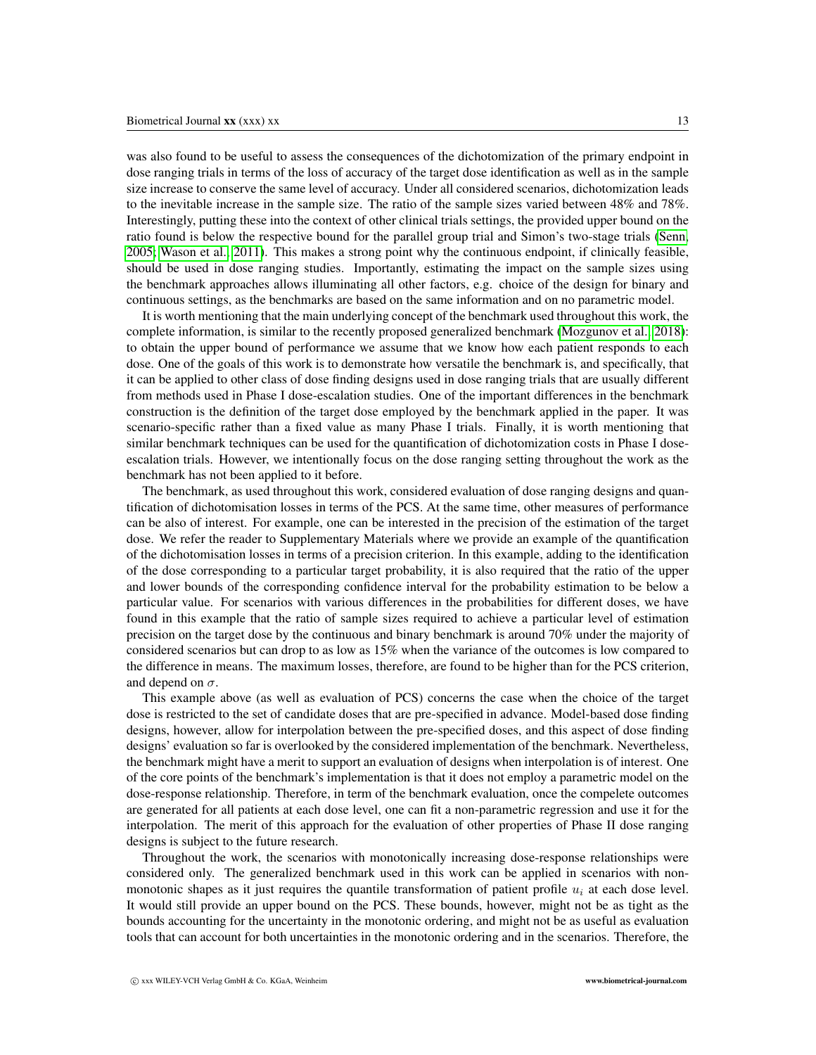was also found to be useful to assess the consequences of the dichotomization of the primary endpoint in dose ranging trials in terms of the loss of accuracy of the target dose identification as well as in the sample size increase to conserve the same level of accuracy. Under all considered scenarios, dichotomization leads to the inevitable increase in the sample size. The ratio of the sample sizes varied between 48% and 78%. Interestingly, putting these into the context of other clinical trials settings, the provided upper bound on the ratio found is below the respective bound for the parallel group trial and Simon's two-stage trials (Senn, 2005; Wason et al., 2011). This makes a strong point why the continuous endpoint, if clinically feasible, should be used in dose ranging studies. Importantly, estimating the impact on the sample sizes using the benchmark approaches allows illuminating all other factors, e.g. choice of the design for binary and continuous settings, as the benchmarks are based on the same information and on no parametric model.

It is worth mentioning that the main underlying concept of the benchmark used throughout this work, the complete information, is similar to the recently proposed generalized benchmark (Mozgunov et al., 2018): to obtain the upper bound of performance we assume that we know how each patient responds to each dose. One of the goals of this work is to demonstrate how versatile the benchmark is, and specifically, that it can be applied to other class of dose finding designs used in dose ranging trials that are usually different from methods used in Phase I dose-escalation studies. One of the important differences in the benchmark construction is the definition of the target dose employed by the benchmark applied in the paper. It was scenario-specific rather than a fixed value as many Phase I trials. Finally, it is worth mentioning that similar benchmark techniques can be used for the quantification of dichotomization costs in Phase I dose-escalation trials. However, we intentionally focus on the dose ranging setting throughout the work as the benchmark has not been applied to it before.

The benchmark, as used throughout this work, considered evaluation of dose ranging designs and quantification of dichotomisation losses in terms of the PCS. At the same time, other measures of performance can be also of interest. For example, one can be interested in the precision of the estimation of the target dose. We refer the reader to Supplementary Materials where we provide an example of the quantification of the dichotomisation losses in terms of a precision criterion. In this example, adding to the identification of the dose corresponding to a particular target probability, it is also required that the ratio of the upper and lower bounds of the corresponding confidence interval for the probability estimation to be below a particular value. For scenarios with various differences in the probabilities for different doses, we have found in this example that the ratio of sample sizes required to achieve a particular level of estimation precision on the target dose by the continuous and binary benchmark is around 70% under the majority of considered scenarios but can drop to as low as 15% when the variance of the outcomes is low compared to the difference in means. The maximum losses, therefore, are found to be higher than for the PCS criterion, and depend on $\sigma$.

This example above (as well as evaluation of PCS) concerns the case when the choice of the target dose is restricted to the set of candidate doses that are pre-specified in advance. Model-based dose finding designs, however, allow for interpolation between the pre-specified doses, and this aspect of dose finding designs' evaluation so far is overlooked by the considered implementation of the benchmark. Nevertheless, the benchmark might have a merit to support an evaluation of designs when interpolation is of interest. One of the core points of the benchmark's implementation is that it does not employ a parametric model on the dose-response relationship. Therefore, in term of the benchmark evaluation, once the compelete outcomes are generated for all patients at each dose level, one can fit a non-parametric regression and use it for the interpolation. The merit of this approach for the evaluation of other properties of Phase II dose ranging designs is subject to the future research.

Throughout the work, the scenarios with monotonically increasing dose-response relationships were considered only. The generalized benchmark used in this work can be applied in scenarios with non-monotonic shapes as it just requires the quantile transformation of patient profile $u_i$ at each dose level. It would still provide an upper bound on the PCS. These bounds, however, might not be as tight as the bounds accounting for the uncertainty in the monotonic ordering, and might not be as useful as evaluation tools that can account for both uncertainties in the monotonic ordering and in the scenarios. Therefore, the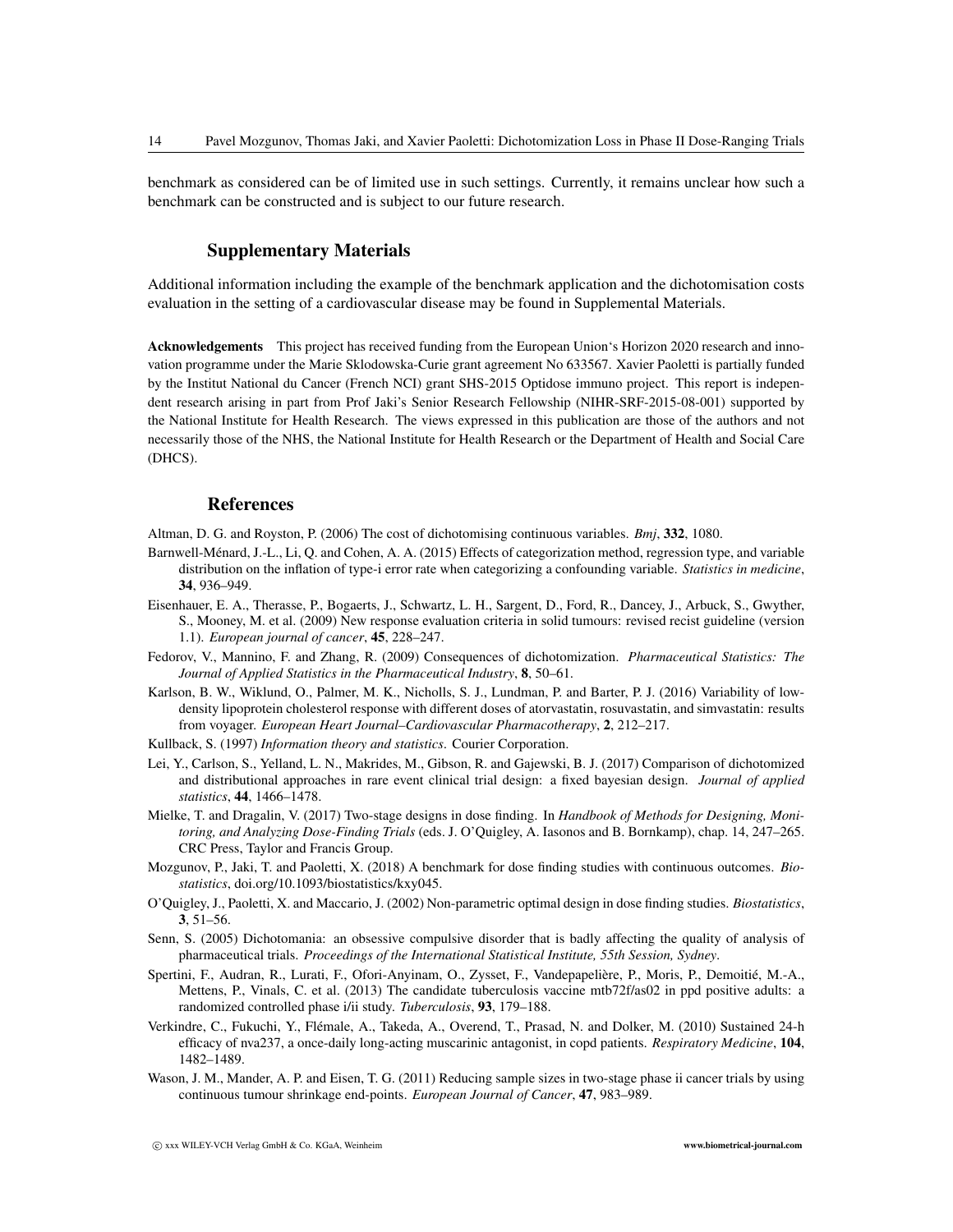benchmark as considered can be of limited use in such settings. Currently, it remains unclear how such a benchmark can be constructed and is subject to our future research.

## Supplementary Materials

Additional information including the example of the benchmark application and the dichotomisation costs evaluation in the setting of a cardiovascular disease may be found in Supplemental Materials.

**Acknowledgements** This project has received funding from the European Union's Horizon 2020 research and innovation programme under the Marie Sklodowska-Curie grant agreement No 633567. Xavier Paoletti is partially funded by the Institut National du Cancer (French NCI) grant SHS-2015 Optidose immuno project. This report is independent research arising in part from Prof Jaki's Senior Research Fellowship (NIHR-SRF-2015-08-001) supported by the National Institute for Health Research. The views expressed in this publication are those of the authors and not necessarily those of the NHS, the National Institute for Health Research or the Department of Health and Social Care (DHCS).

## References

Altman, D. G. and Royston, P. (2006) The cost of dichotomising continuous variables. *Bmj*, **332**, 1080.

Barnwell-Ménard, J.-L., Li, Q. and Cohen, A. A. (2015) Effects of categorization method, regression type, and variable distribution on the inflation of type-i error rate when categorizing a confounding variable. *Statistics in medicine*, **34**, 936–949.

Eisenhauer, E. A., Therasse, P., Bogaerts, J., Schwartz, L. H., Sargent, D., Ford, R., Dancey, J., Arbuck, S., Gwyther, S., Mooney, M. et al. (2009) New response evaluation criteria in solid tumours: revised recist guideline (version 1.1). *European journal of cancer*, **45**, 228–247.

Fedorov, V., Mannino, F. and Zhang, R. (2009) Consequences of dichotomization. *Pharmaceutical Statistics: The Journal of Applied Statistics in the Pharmaceutical Industry*, **8**, 50–61.

Karlson, B. W., Wiklund, O., Palmer, M. K., Nicholls, S. J., Lundman, P. and Barter, P. J. (2016) Variability of low-density lipoprotein cholesterol response with different doses of atorvastatin, rosuvastatin, and simvastatin: results from voyager. *European Heart Journal–Cardiovascular Pharmacotherapy*, **2**, 212–217.

Kullback, S. (1997) *Information theory and statistics*. Courier Corporation.

Lei, Y., Carlson, S., Yelland, L. N., Makrides, M., Gibson, R. and Gajewski, B. J. (2017) Comparison of dichotomized and distributional approaches in rare event clinical trial design: a fixed bayesian design. *Journal of applied statistics*, **44**, 1466–1478.

Mielke, T. and Dragalin, V. (2017) Two-stage designs in dose finding. In *Handbook of Methods for Designing, Monitoring, and Analyzing Dose-Finding Trials* (eds. J. O'Quigley, A. Iasonos and B. Bornkamp), chap. 14, 247–265. CRC Press, Taylor and Francis Group.

Mozgunov, P., Jaki, T. and Paoletti, X. (2018) A benchmark for dose finding studies with continuous outcomes. *Biostatistics*, doi.org/10.1093/biostatistics/kxy045.

O'Quigley, J., Paoletti, X. and Maccario, J. (2002) Non-parametric optimal design in dose finding studies. *Biostatistics*, **3**, 51–56.

Senn, S. (2005) Dichotomania: an obsessive compulsive disorder that is badly affecting the quality of analysis of pharmaceutical trials. *Proceedings of the International Statistical Institute, 55th Session, Sydney*.

Spertini, F., Audran, R., Lurati, F., Ofori-Anyinam, O., Zysset, F., Vandepapelière, P., Moris, P., Demoitié, M.-A., Mettens, P., Vinals, C. et al. (2013) The candidate tuberculosis vaccine mtb72f/as02 in ppd positive adults: a randomized controlled phase i/ii study. *Tuberculosis*, **93**, 179–188.

Verkindre, C., Fukuchi, Y., Flémale, A., Takeda, A., Overend, T., Prasad, N. and Dolker, M. (2010) Sustained 24-h efficacy of nva237, a once-daily long-acting muscarinic antagonist, in copd patients. *Respiratory Medicine*, **104**, 1482–1489.

Wason, J. M., Mander, A. P. and Eisen, T. G. (2011) Reducing sample sizes in two-stage phase ii cancer trials by using continuous tumour shrinkage end-points. *European Journal of Cancer*, **47**, 983–989.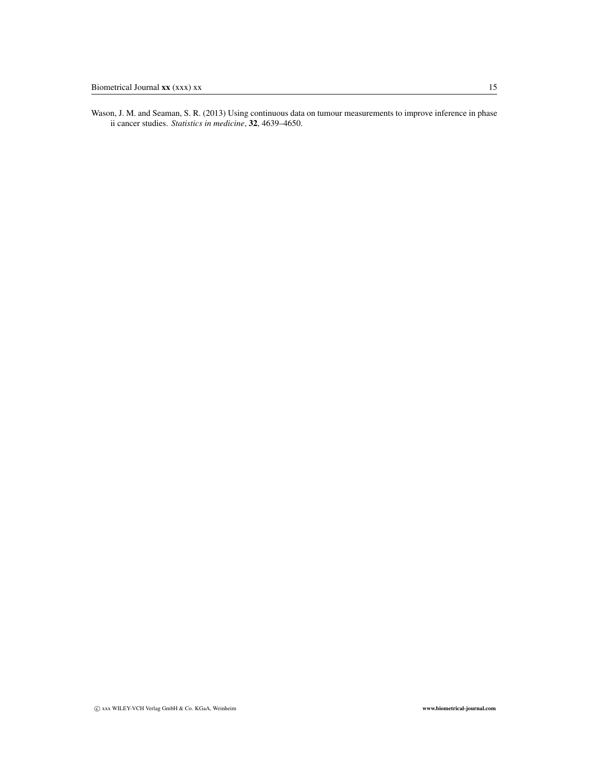Wason, J. M. and Seaman, S. R. (2013) Using continuous data on tumour measurements to improve inference in phase ii cancer studies. *Statistics in medicine*, **32**, 4639–4650.